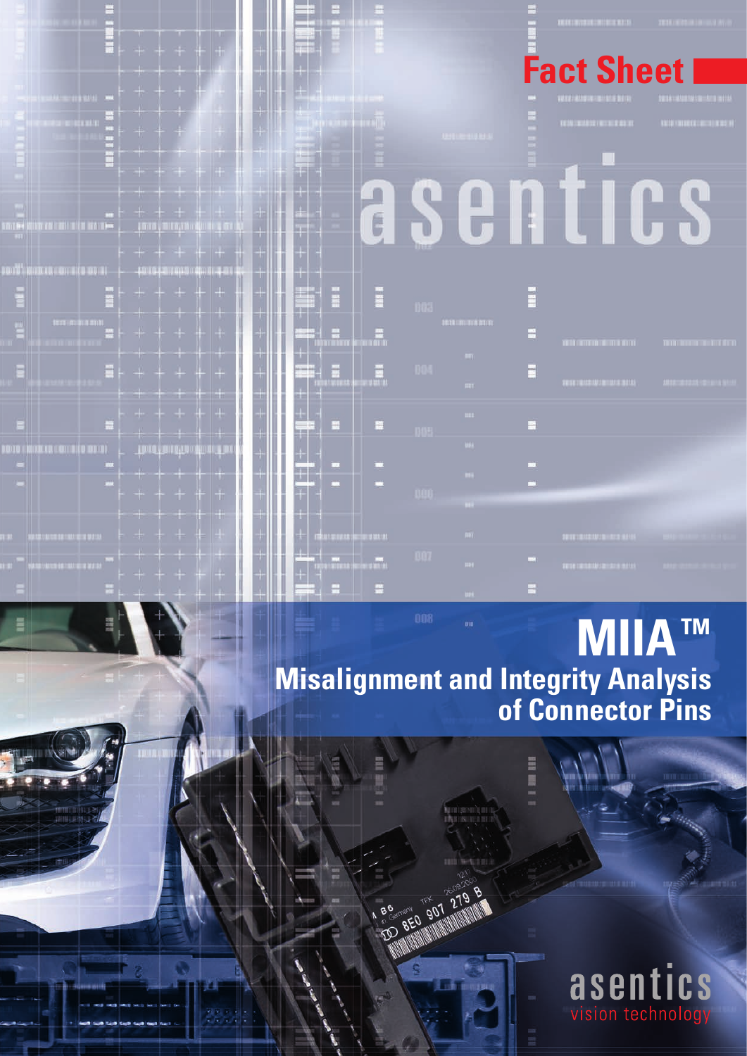Fact Sheet

# asentics

# MIIA™

## Misalignment and Integrity Analysis of Connector Pins

asentics
vision technology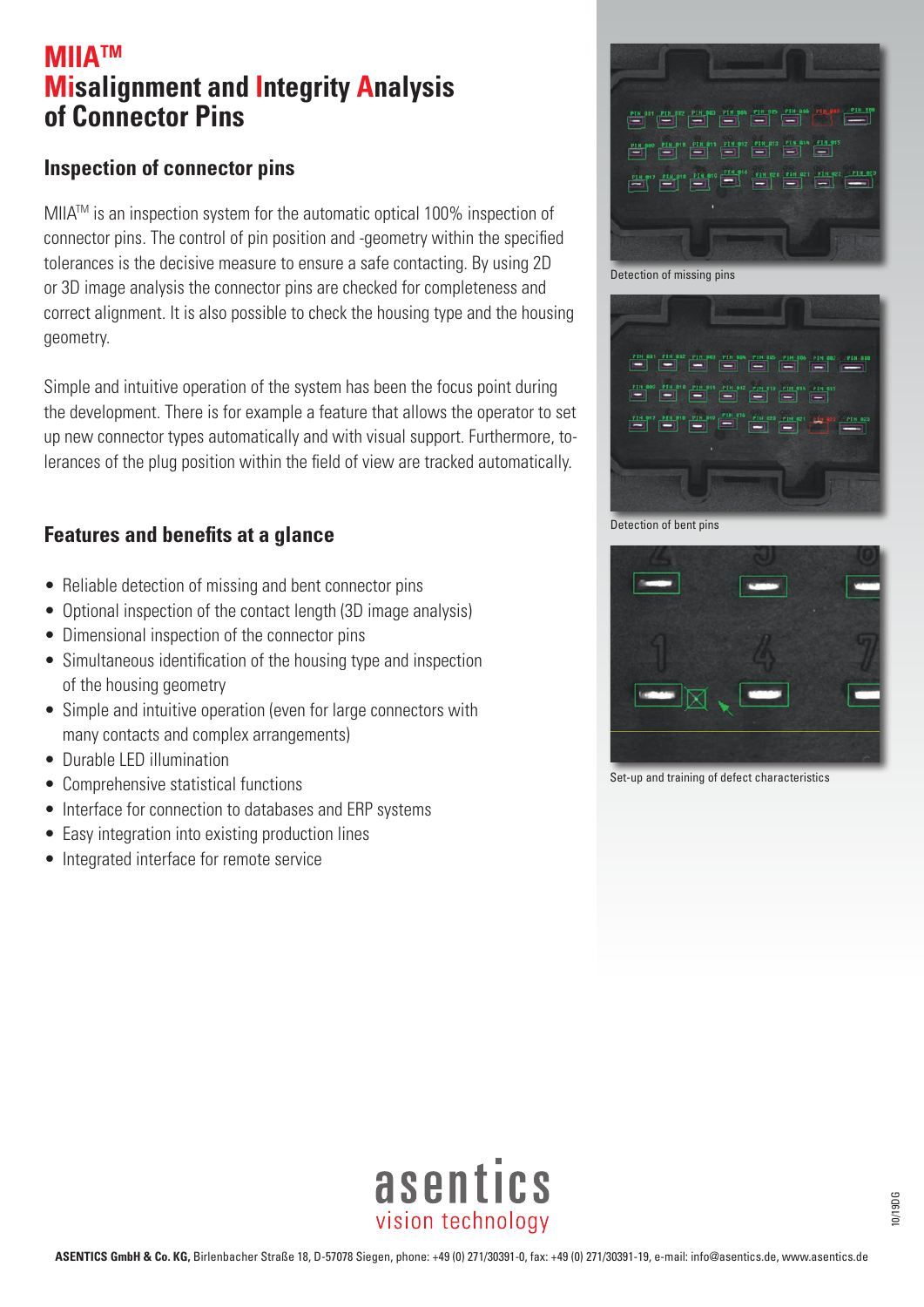# MIIA™ Misalignment and Integrity Analysis of Connector Pins

## Inspection of connector pins

MIIA™ is an inspection system for the automatic optical 100% inspection of connector pins. The control of pin position and -geometry within the specified tolerances is the decisive measure to ensure a safe contacting. By using 2D or 3D image analysis the connector pins are checked for completeness and correct alignment. It is also possible to check the housing type and the housing geometry.

Simple and intuitive operation of the system has been the focus point during the development. There is for example a feature that allows the operator to set up new connector types automatically and with visual support. Furthermore, tolerances of the plug position within the field of view are tracked automatically.

## Features and benefits at a glance

- Reliable detection of missing and bent connector pins
- Optional inspection of the contact length (3D image analysis)
- Dimensional inspection of the connector pins
- Simultaneous identification of the housing type and inspection of the housing geometry
- Simple and intuitive operation (even for large connectors with many contacts and complex arrangements)
- Durable LED illumination
- Comprehensive statistical functions
- Interface for connection to databases and ERP systems
- Easy integration into existing production lines
- Integrated interface for remote service

Detection of missing pins

Detection of bent pins

Set-up and training of defect characteristics

asentics
vision technology

**ASENTICS GmbH & Co. KG,** Birlenbacher Straße 18, D-57078 Siegen, phone: +49 (0) 271/30391-0, fax: +49 (0) 271/30391-19, e-mail: info@asentics.de, www.asentics.de

10/19DG